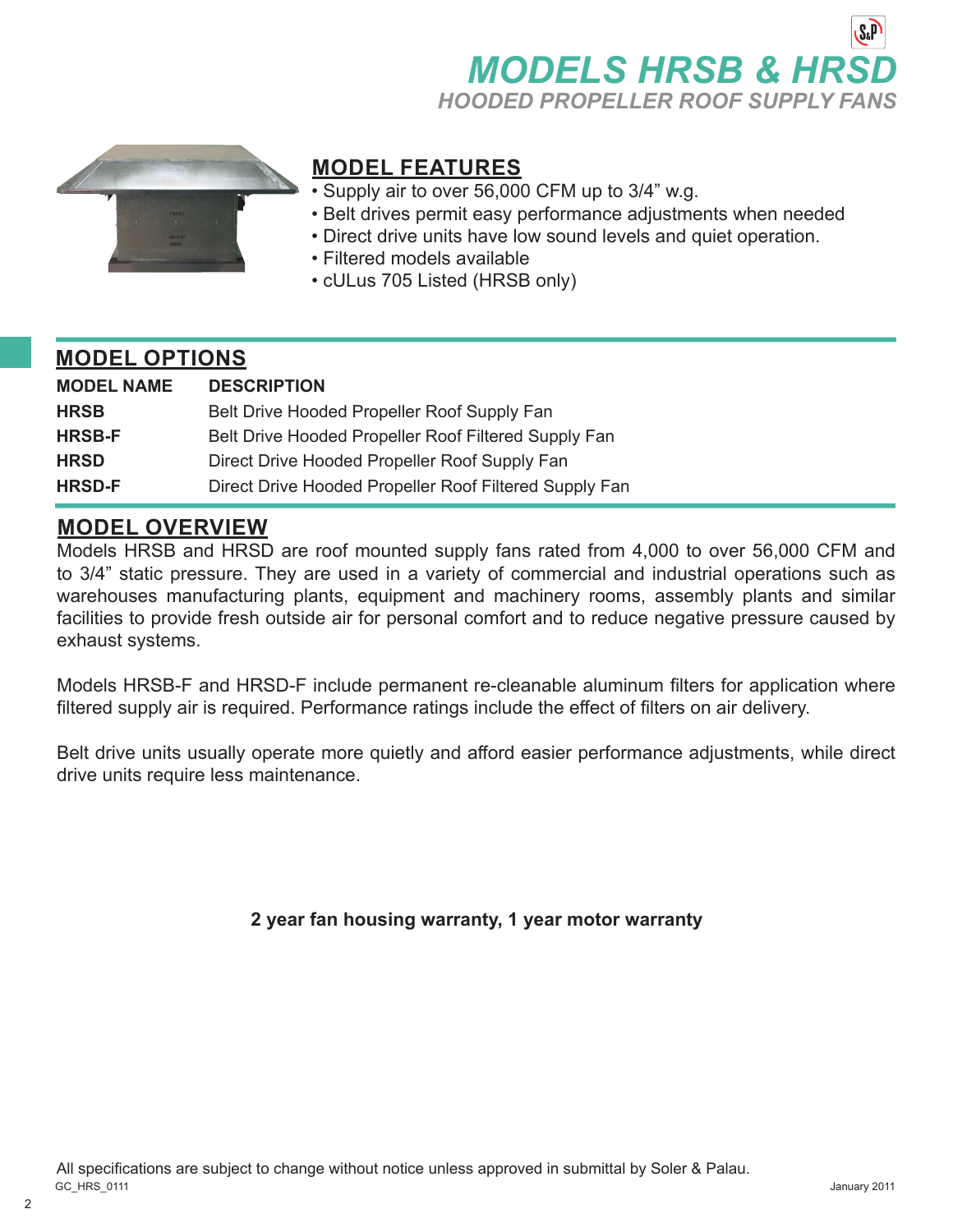# MODELS HRSB & HRSD

## HOODED PROPELLER ROOF SUPPLY FANS

## MODEL FEATURES

- Supply air to over 56,000 CFM up to 3/4" w.g.
- Belt drives permit easy performance adjustments when needed
- Direct drive units have low sound levels and quiet operation.
- Filtered models available
- cULus 705 Listed (HRSB only)

## MODEL OPTIONS

| MODEL NAME | DESCRIPTION |
|---|---|
| **HRSB** | Belt Drive Hooded Propeller Roof Supply Fan |
| **HRSB-F** | Belt Drive Hooded Propeller Roof Filtered Supply Fan |
| **HRSD** | Direct Drive Hooded Propeller Roof Supply Fan |
| **HRSD-F** | Direct Drive Hooded Propeller Roof Filtered Supply Fan |

## MODEL OVERVIEW

Models HRSB and HRSD are roof mounted supply fans rated from 4,000 to over 56,000 CFM and to 3/4" static pressure. They are used in a variety of commercial and industrial operations such as warehouses manufacturing plants, equipment and machinery rooms, assembly plants and similar facilities to provide fresh outside air for personal comfort and to reduce negative pressure caused by exhaust systems.

Models HRSB-F and HRSD-F include permanent re-cleanable aluminum filters for application where filtered supply air is required. Performance ratings include the effect of filters on air delivery.

Belt drive units usually operate more quietly and afford easier performance adjustments, while direct drive units require less maintenance.

**2 year fan housing warranty, 1 year motor warranty**

All specifications are subject to change without notice unless approved in submittal by Soler & Palau.

GC_HRS_0111

January 2011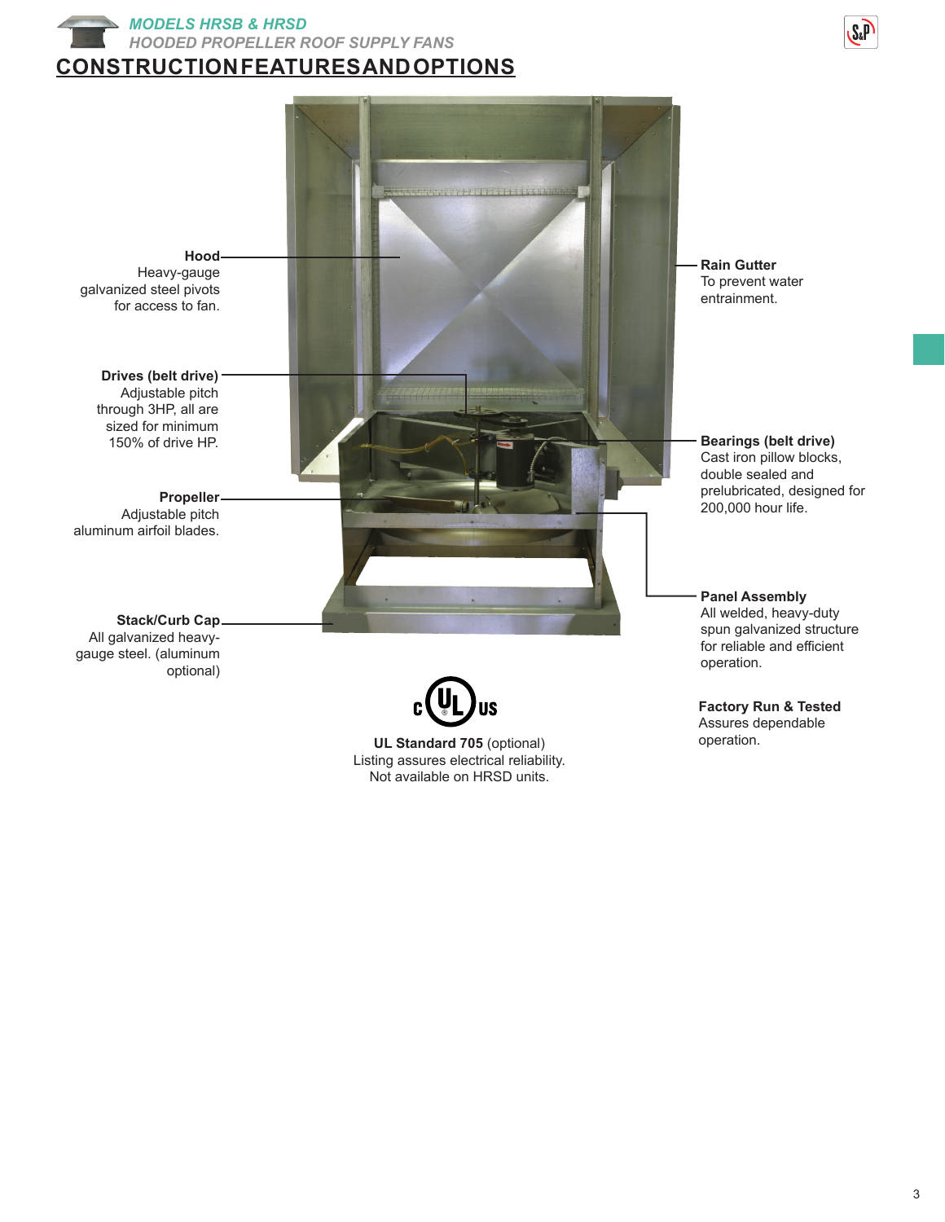# CONSTRUCTION FEATURES AND OPTIONS

**Hood**
Heavy-gauge galvanized steel pivots for access to fan.

**Drives (belt drive)**
Adjustable pitch through 3HP, all are sized for minimum 150% of drive HP.

**Propeller**
Adjustable pitch aluminum airfoil blades.

**Stack/Curb Cap**
All galvanized heavy-gauge steel. (aluminum optional)

**Rain Gutter**
To prevent water entrainment.

**Bearings (belt drive)**
Cast iron pillow blocks, double sealed and prelubricated, designed for 200,000 hour life.

**Panel Assembly**
All welded, heavy-duty spun galvanized structure for reliable and efficient operation.

**UL Standard 705** (optional)
Listing assures electrical reliability.
Not available on HRSD units.

**Factory Run & Tested**
Assures dependable operation.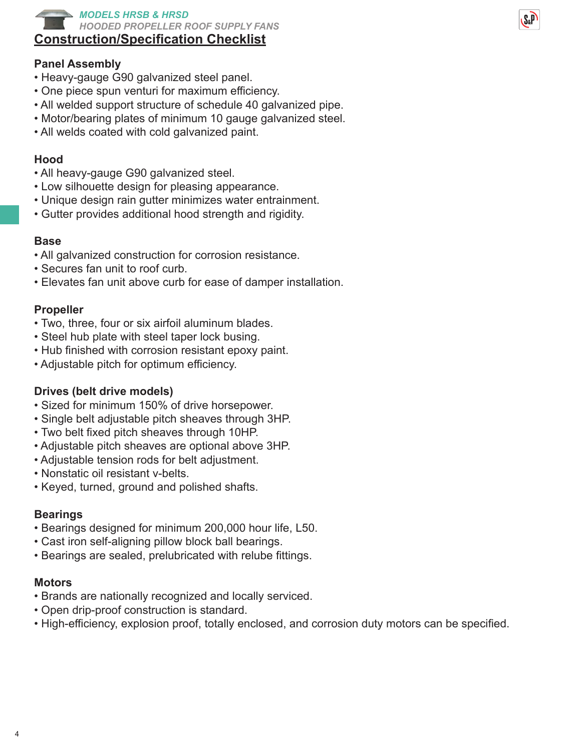## Construction/Specification Checklist

### Panel Assembly

- Heavy-gauge G90 galvanized steel panel.
- One piece spun venturi for maximum efficiency.
- All welded support structure of schedule 40 galvanized pipe.
- Motor/bearing plates of minimum 10 gauge galvanized steel.
- All welds coated with cold galvanized paint.

### Hood

- All heavy-gauge G90 galvanized steel.
- Low silhouette design for pleasing appearance.
- Unique design rain gutter minimizes water entrainment.
- Gutter provides additional hood strength and rigidity.

### Base

- All galvanized construction for corrosion resistance.
- Secures fan unit to roof curb.
- Elevates fan unit above curb for ease of damper installation.

### Propeller

- Two, three, four or six airfoil aluminum blades.
- Steel hub plate with steel taper lock busing.
- Hub finished with corrosion resistant epoxy paint.
- Adjustable pitch for optimum efficiency.

### Drives (belt drive models)

- Sized for minimum 150% of drive horsepower.
- Single belt adjustable pitch sheaves through 3HP.
- Two belt fixed pitch sheaves through 10HP.
- Adjustable pitch sheaves are optional above 3HP.
- Adjustable tension rods for belt adjustment.
- Nonstatic oil resistant v-belts.
- Keyed, turned, ground and polished shafts.

### Bearings

- Bearings designed for minimum 200,000 hour life, L50.
- Cast iron self-aligning pillow block ball bearings.
- Bearings are sealed, prelubricated with relube fittings.

### Motors

- Brands are nationally recognized and locally serviced.
- Open drip-proof construction is standard.
- High-efficiency, explosion proof, totally enclosed, and corrosion duty motors can be specified.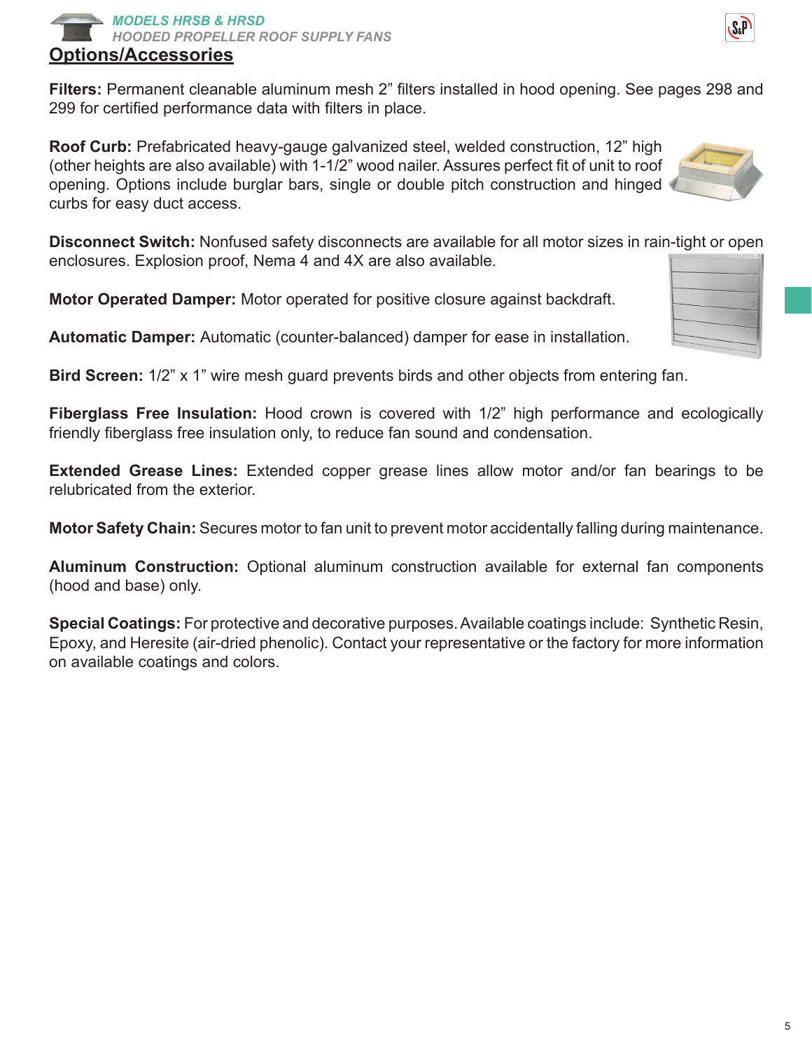## Options/Accessories

**Filters:** Permanent cleanable aluminum mesh 2" filters installed in hood opening. See pages 298 and 299 for certified performance data with filters in place.

**Roof Curb:** Prefabricated heavy-gauge galvanized steel, welded construction, 12" high (other heights are also available) with 1-1/2" wood nailer. Assures perfect fit of unit to roof opening. Options include burglar bars, single or double pitch construction and hinged curbs for easy duct access.

**Disconnect Switch:** Nonfused safety disconnects are available for all motor sizes in rain-tight or open enclosures. Explosion proof, Nema 4 and 4X are also available.

**Motor Operated Damper:** Motor operated for positive closure against backdraft.

**Automatic Damper:** Automatic (counter-balanced) damper for ease in installation.

**Bird Screen:** 1/2" x 1" wire mesh guard prevents birds and other objects from entering fan.

**Fiberglass Free Insulation:** Hood crown is covered with 1/2" high performance and ecologically friendly fiberglass free insulation only, to reduce fan sound and condensation.

**Extended Grease Lines:** Extended copper grease lines allow motor and/or fan bearings to be relubricated from the exterior.

**Motor Safety Chain:** Secures motor to fan unit to prevent motor accidentally falling during maintenance.

**Aluminum Construction:** Optional aluminum construction available for external fan components (hood and base) only.

**Special Coatings:** For protective and decorative purposes. Available coatings include: Synthetic Resin, Epoxy, and Heresite (air-dried phenolic). Contact your representative or the factory for more information on available coatings and colors.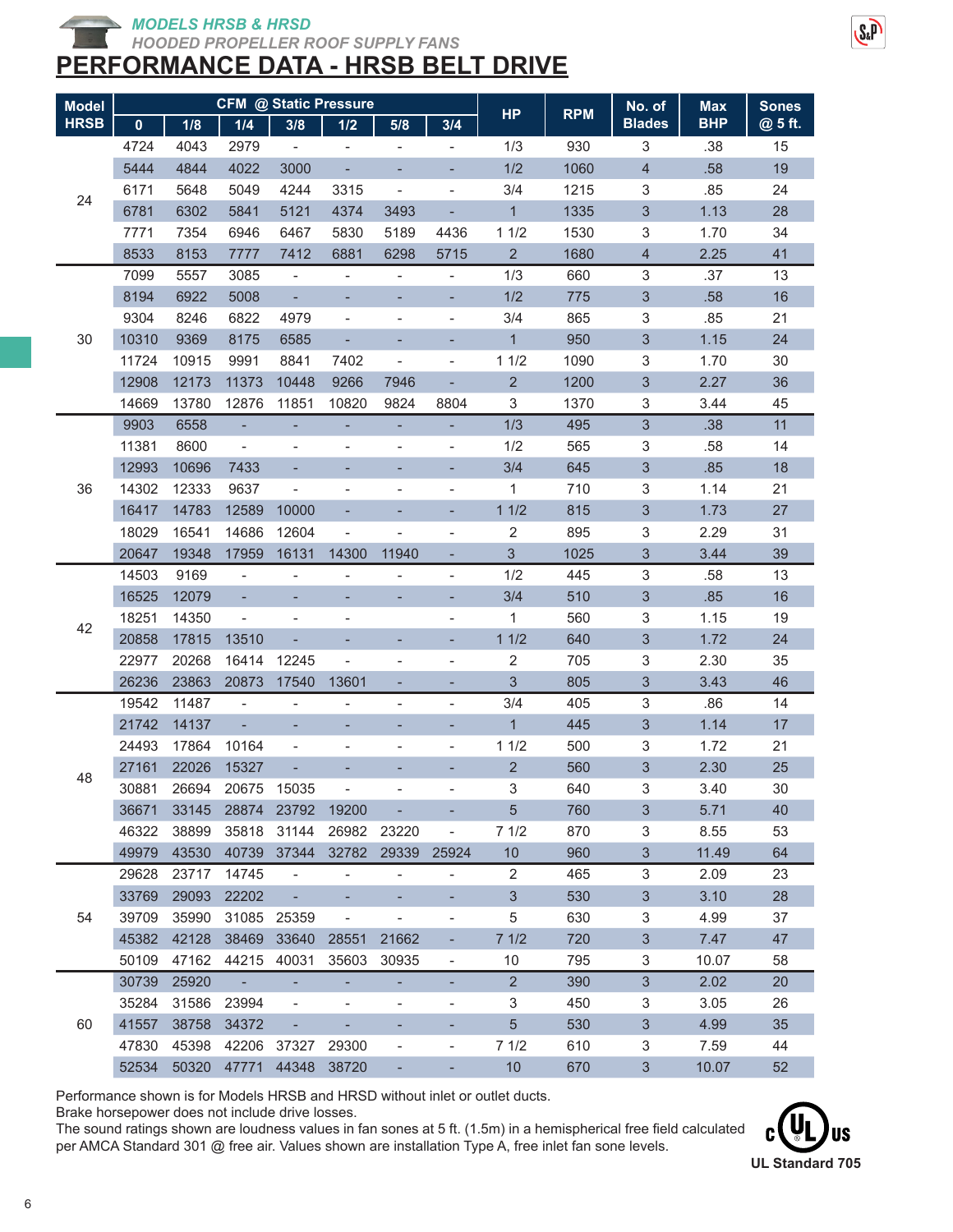*MODELS HRSB & HRSD*

*HOODED PROPELLER ROOF SUPPLY FANS*

# PERFORMANCE DATA - HRSB BELT DRIVE

| Model HRSB | CFM @ Static Pressure | | | | | | | HP | RPM | No. of Blades | Max BHP | Sones @ 5 ft. |
|---|---|---|---|---|---|---|---|---|---|---|---|---|
| | 0 | 1/8 | 1/4 | 3/8 | 1/2 | 5/8 | 3/4 | | | | | |
| 24 | 4724 | 4043 | 2979 | - | - | - | - | 1/3 | 930 | 3 | .38 | 15 |
| | 5444 | 4844 | 4022 | 3000 | - | - | - | 1/2 | 1060 | 4 | .58 | 19 |
| | 6171 | 5648 | 5049 | 4244 | 3315 | - | - | 3/4 | 1215 | 3 | .85 | 24 |
| | 6781 | 6302 | 5841 | 5121 | 4374 | 3493 | - | 1 | 1335 | 3 | 1.13 | 28 |
| | 7771 | 7354 | 6946 | 6467 | 5830 | 5189 | 4436 | 1 1/2 | 1530 | 3 | 1.70 | 34 |
| | 8533 | 8153 | 7777 | 7412 | 6881 | 6298 | 5715 | 2 | 1680 | 4 | 2.25 | 41 |
| 30 | 7099 | 5557 | 3085 | - | - | - | - | 1/3 | 660 | 3 | .37 | 13 |
| | 8194 | 6922 | 5008 | - | - | - | - | 1/2 | 775 | 3 | .58 | 16 |
| | 9304 | 8246 | 6822 | 4979 | - | - | - | 3/4 | 865 | 3 | .85 | 21 |
| | 10310 | 9369 | 8175 | 6585 | - | - | - | 1 | 950 | 3 | 1.15 | 24 |
| | 11724 | 10915 | 9991 | 8841 | 7402 | - | - | 1 1/2 | 1090 | 3 | 1.70 | 30 |
| | 12908 | 12173 | 11373 | 10448 | 9266 | 7946 | - | 2 | 1200 | 3 | 2.27 | 36 |
| | 14669 | 13780 | 12876 | 11851 | 10820 | 9824 | 8804 | 3 | 1370 | 3 | 3.44 | 45 |
| 36 | 9903 | 6558 | - | - | - | - | - | 1/3 | 495 | 3 | .38 | 11 |
| | 11381 | 8600 | - | - | - | - | - | 1/2 | 565 | 3 | .58 | 14 |
| | 12993 | 10696 | 7433 | - | - | - | - | 3/4 | 645 | 3 | .85 | 18 |
| | 14302 | 12333 | 9637 | - | - | - | - | 1 | 710 | 3 | 1.14 | 21 |
| | 16417 | 14783 | 12589 | 10000 | - | - | - | 1 1/2 | 815 | 3 | 1.73 | 27 |
| | 18029 | 16541 | 14686 | 12604 | - | - | - | 2 | 895 | 3 | 2.29 | 31 |
| | 20647 | 19348 | 17959 | 16131 | 14300 | 11940 | - | 3 | 1025 | 3 | 3.44 | 39 |
| 42 | 14503 | 9169 | - | - | - | - | - | 1/2 | 445 | 3 | .58 | 13 |
| | 16525 | 12079 | - | - | - | - | - | 3/4 | 510 | 3 | .85 | 16 |
| | 18251 | 14350 | - | - | - | | - | 1 | 560 | 3 | 1.15 | 19 |
| | 20858 | 17815 | 13510 | - | - | - | - | 1 1/2 | 640 | 3 | 1.72 | 24 |
| | 22977 | 20268 | 16414 | 12245 | - | - | - | 2 | 705 | 3 | 2.30 | 35 |
| | 26236 | 23863 | 20873 | 17540 | 13601 | - | - | 3 | 805 | 3 | 3.43 | 46 |
| 48 | 19542 | 11487 | - | - | - | - | - | 3/4 | 405 | 3 | .86 | 14 |
| | 21742 | 14137 | - | - | - | - | - | 1 | 445 | 3 | 1.14 | 17 |
| | 24493 | 17864 | 10164 | - | - | - | - | 1 1/2 | 500 | 3 | 1.72 | 21 |
| | 27161 | 22026 | 15327 | - | - | - | - | 2 | 560 | 3 | 2.30 | 25 |
| | 30881 | 26694 | 20675 | 15035 | - | - | - | 3 | 640 | 3 | 3.40 | 30 |
| | 36671 | 33145 | 28874 | 23792 | 19200 | - | - | 5 | 760 | 3 | 5.71 | 40 |
| | 46322 | 38899 | 35818 | 31144 | 26982 | 23220 | - | 7 1/2 | 870 | 3 | 8.55 | 53 |
| | 49979 | 43530 | 40739 | 37344 | 32782 | 29339 | 25924 | 10 | 960 | 3 | 11.49 | 64 |
| 54 | 29628 | 23717 | 14745 | - | - | - | - | 2 | 465 | 3 | 2.09 | 23 |
| | 33769 | 29093 | 22202 | - | - | - | - | 3 | 530 | 3 | 3.10 | 28 |
| | 39709 | 35990 | 31085 | 25359 | - | - | - | 5 | 630 | 3 | 4.99 | 37 |
| | 45382 | 42128 | 38469 | 33640 | 28551 | 21662 | - | 7 1/2 | 720 | 3 | 7.47 | 47 |
| | 50109 | 47162 | 44215 | 40031 | 35603 | 30935 | - | 10 | 795 | 3 | 10.07 | 58 |
| 60 | 30739 | 25920 | - | - | - | - | - | 2 | 390 | 3 | 2.02 | 20 |
| | 35284 | 31586 | 23994 | - | - | - | - | 3 | 450 | 3 | 3.05 | 26 |
| | 41557 | 38758 | 34372 | - | - | - | - | 5 | 530 | 3 | 4.99 | 35 |
| | 47830 | 45398 | 42206 | 37327 | 29300 | - | - | 7 1/2 | 610 | 3 | 7.59 | 44 |
| | 52534 | 50320 | 47771 | 44348 | 38720 | - | - | 10 | 670 | 3 | 10.07 | 52 |

Performance shown is for Models HRSB and HRSD without inlet or outlet ducts.
Brake horsepower does not include drive losses.
The sound ratings shown are loudness values in fan sones at 5 ft. (1.5m) in a hemispherical free field calculated per AMCA Standard 301 @ free air. Values shown are installation Type A, free inlet fan sone levels.

UL Standard 705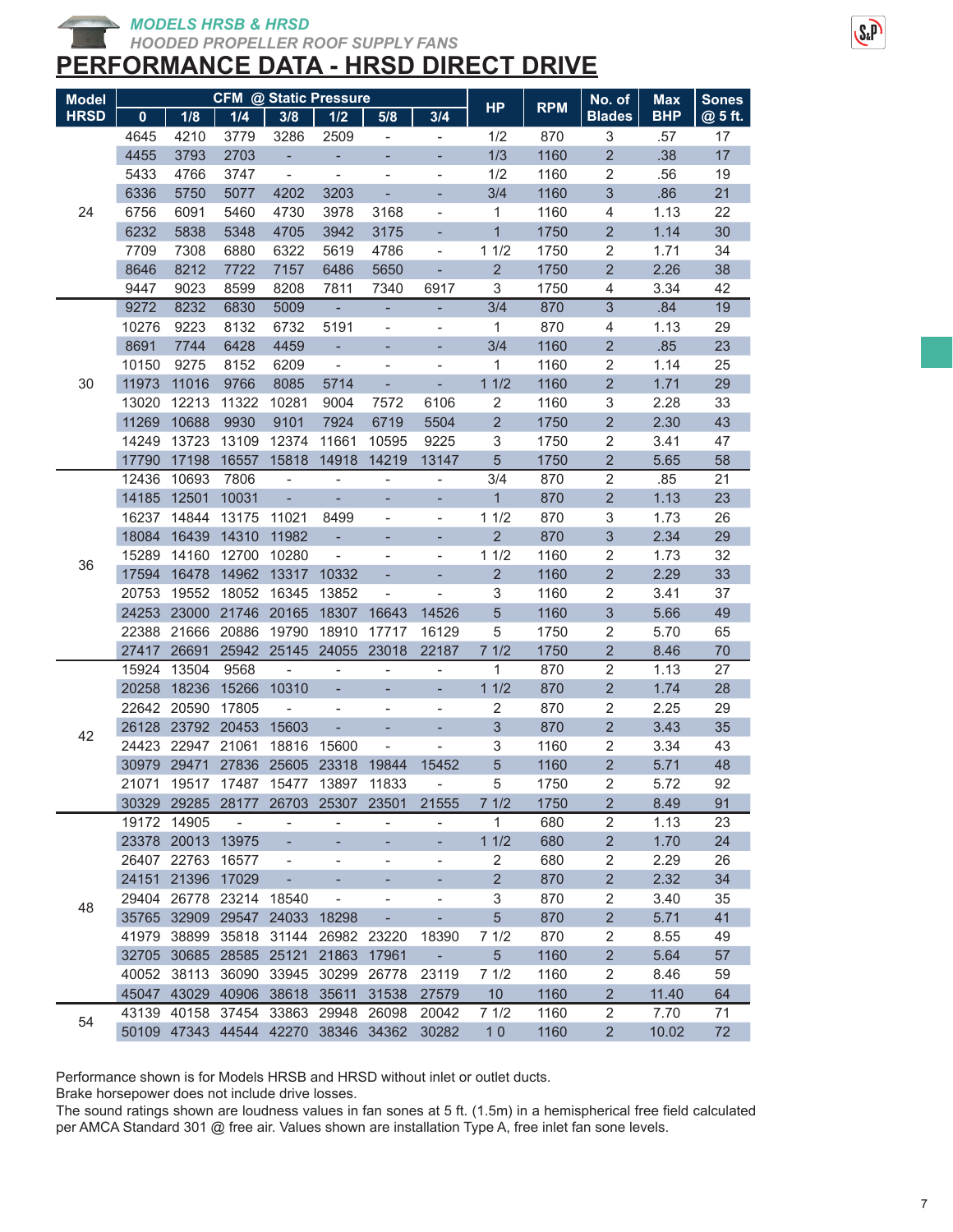## MODELS HRSB & HRSD

*HOODED PROPELLER ROOF SUPPLY FANS*

# PERFORMANCE DATA - HRSD DIRECT DRIVE

| Model HRSD | CFM @ Static Pressure | | | | | | | HP | RPM | No. of Blades | Max BHP | Sones @ 5 ft. |
|---|---|---|---|---|---|---|---|---|---|---|---|---|
| | 0 | 1/8 | 1/4 | 3/8 | 1/2 | 5/8 | 3/4 | | | | | |
| 24 | 4645 | 4210 | 3779 | 3286 | 2509 | - | - | 1/2 | 870 | 3 | .57 | 17 |
| | 4455 | 3793 | 2703 | - | - | - | - | 1/3 | 1160 | 2 | .38 | 17 |
| | 5433 | 4766 | 3747 | - | - | - | - | 1/2 | 1160 | 2 | .56 | 19 |
| | 6336 | 5750 | 5077 | 4202 | 3203 | - | - | 3/4 | 1160 | 3 | .86 | 21 |
| | 6756 | 6091 | 5460 | 4730 | 3978 | 3168 | - | 1 | 1160 | 4 | 1.13 | 22 |
| | 6232 | 5838 | 5348 | 4705 | 3942 | 3175 | - | 1 | 1750 | 2 | 1.14 | 30 |
| | 7709 | 7308 | 6880 | 6322 | 5619 | 4786 | - | 1 1/2 | 1750 | 2 | 1.71 | 34 |
| | 8646 | 8212 | 7722 | 7157 | 6486 | 5650 | - | 2 | 1750 | 2 | 2.26 | 38 |
| | 9447 | 9023 | 8599 | 8208 | 7811 | 7340 | 6917 | 3 | 1750 | 4 | 3.34 | 42 |
| 30 | 9272 | 8232 | 6830 | 5009 | - | - | - | 3/4 | 870 | 3 | .84 | 19 |
| | 10276 | 9223 | 8132 | 6732 | 5191 | - | - | 1 | 870 | 4 | 1.13 | 29 |
| | 8691 | 7744 | 6428 | 4459 | - | - | - | 3/4 | 1160 | 2 | .85 | 23 |
| | 10150 | 9275 | 8152 | 6209 | - | - | - | 1 | 1160 | 2 | 1.14 | 25 |
| | 11973 | 11016 | 9766 | 8085 | 5714 | - | - | 1 1/2 | 1160 | 2 | 1.71 | 29 |
| | 13020 | 12213 | 11322 | 10281 | 9004 | 7572 | 6106 | 2 | 1160 | 3 | 2.28 | 33 |
| | 11269 | 10688 | 9930 | 9101 | 7924 | 6719 | 5504 | 2 | 1750 | 2 | 2.30 | 43 |
| | 14249 | 13723 | 13109 | 12374 | 11661 | 10595 | 9225 | 3 | 1750 | 2 | 3.41 | 47 |
| | 17790 | 17198 | 16557 | 15818 | 14918 | 14219 | 13147 | 5 | 1750 | 2 | 5.65 | 58 |
| 36 | 12436 | 10693 | 7806 | - | - | - | - | 3/4 | 870 | 2 | .85 | 21 |
| | 14185 | 12501 | 10031 | - | - | - | - | 1 | 870 | 2 | 1.13 | 23 |
| | 16237 | 14844 | 13175 | 11021 | 8499 | - | - | 1 1/2 | 870 | 3 | 1.73 | 26 |
| | 18084 | 16439 | 14310 | 11982 | - | - | - | 2 | 870 | 3 | 2.34 | 29 |
| | 15289 | 14160 | 12700 | 10280 | - | - | - | 1 1/2 | 1160 | 2 | 1.73 | 32 |
| | 17594 | 16478 | 14962 | 13317 | 10332 | - | - | 2 | 1160 | 2 | 2.29 | 33 |
| | 20753 | 19552 | 18052 | 16345 | 13852 | - | - | 3 | 1160 | 2 | 3.41 | 37 |
| | 24253 | 23000 | 21746 | 20165 | 18307 | 16643 | 14526 | 5 | 1160 | 3 | 5.66 | 49 |
| | 22388 | 21666 | 20886 | 19790 | 18910 | 17717 | 16129 | 5 | 1750 | 2 | 5.70 | 65 |
| | 27417 | 26691 | 25942 | 25145 | 24055 | 23018 | 22187 | 7 1/2 | 1750 | 2 | 8.46 | 70 |
| 42 | 15924 | 13504 | 9568 | - | - | - | - | 1 | 870 | 2 | 1.13 | 27 |
| | 20258 | 18236 | 15266 | 10310 | - | - | - | 1 1/2 | 870 | 2 | 1.74 | 28 |
| | 22642 | 20590 | 17805 | - | - | - | - | 2 | 870 | 2 | 2.25 | 29 |
| | 26128 | 23792 | 20453 | 15603 | - | - | - | 3 | 870 | 2 | 3.43 | 35 |
| | 24423 | 22947 | 21061 | 18816 | 15600 | - | - | 3 | 1160 | 2 | 3.34 | 43 |
| | 30979 | 29471 | 27836 | 25605 | 23318 | 19844 | 15452 | 5 | 1160 | 2 | 5.71 | 48 |
| | 21071 | 19517 | 17487 | 15477 | 13897 | 11833 | - | 5 | 1750 | 2 | 5.72 | 92 |
| | 30329 | 29285 | 28177 | 26703 | 25307 | 23501 | 21555 | 7 1/2 | 1750 | 2 | 8.49 | 91 |
| 48 | 19172 | 14905 | - | - | - | - | - | 1 | 680 | 2 | 1.13 | 23 |
| | 23378 | 20013 | 13975 | - | - | - | - | 1 1/2 | 680 | 2 | 1.70 | 24 |
| | 26407 | 22763 | 16577 | - | - | - | - | 2 | 680 | 2 | 2.29 | 26 |
| | 24151 | 21396 | 17029 | - | - | - | - | 2 | 870 | 2 | 2.32 | 34 |
| | 29404 | 26778 | 23214 | 18540 | - | - | - | 3 | 870 | 2 | 3.40 | 35 |
| | 35765 | 32909 | 29547 | 24033 | 18298 | - | - | 5 | 870 | 2 | 5.71 | 41 |
| | 41979 | 38899 | 35818 | 31144 | 26982 | 23220 | 18390 | 7 1/2 | 870 | 2 | 8.55 | 49 |
| | 32705 | 30685 | 28585 | 25121 | 21863 | 17961 | - | 5 | 1160 | 2 | 5.64 | 57 |
| | 40052 | 38113 | 36090 | 33945 | 30299 | 26778 | 23119 | 7 1/2 | 1160 | 2 | 8.46 | 59 |
| | 45047 | 43029 | 40906 | 38618 | 35611 | 31538 | 27579 | 10 | 1160 | 2 | 11.40 | 64 |
| 54 | 43139 | 40158 | 37454 | 33863 | 29948 | 26098 | 20042 | 7 1/2 | 1160 | 2 | 7.70 | 71 |
| | 50109 | 47343 | 44544 | 42270 | 38346 | 34362 | 30282 | 1 0 | 1160 | 2 | 10.02 | 72 |

Performance shown is for Models HRSB and HRSD without inlet or outlet ducts.
Brake horsepower does not include drive losses.
The sound ratings shown are loudness values in fan sones at 5 ft. (1.5m) in a hemispherical free field calculated per AMCA Standard 301 @ free air. Values shown are installation Type A, free inlet fan sone levels.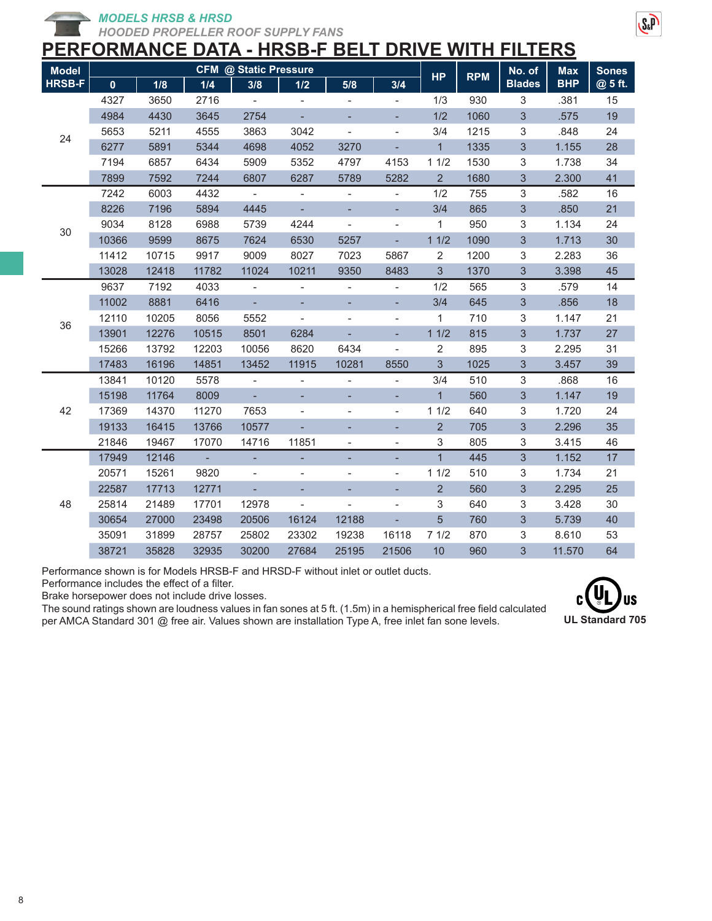*MODELS HRSB & HRSD*

*HOODED PROPELLER ROOF SUPPLY FANS*

# PERFORMANCE DATA - HRSB-F BELT DRIVE WITH FILTERS

| Model HRSB-F | CFM @ Static Pressure 0 | 1/8 | 1/4 | 3/8 | 1/2 | 5/8 | 3/4 | HP | RPM | No. of Blades | Max BHP | Sones @ 5 ft. |
|---|---|---|---|---|---|---|---|---|---|---|---|---|
| 24 | 4327 | 3650 | 2716 | - | - | - | - | 1/3 | 930 | 3 | .381 | 15 |
| | 4984 | 4430 | 3645 | 2754 | - | - | - | 1/2 | 1060 | 3 | .575 | 19 |
| | 5653 | 5211 | 4555 | 3863 | 3042 | - | - | 3/4 | 1215 | 3 | .848 | 24 |
| | 6277 | 5891 | 5344 | 4698 | 4052 | 3270 | - | 1 | 1335 | 3 | 1.155 | 28 |
| | 7194 | 6857 | 6434 | 5909 | 5352 | 4797 | 4153 | 1 1/2 | 1530 | 3 | 1.738 | 34 |
| | 7899 | 7592 | 7244 | 6807 | 6287 | 5789 | 5282 | 2 | 1680 | 3 | 2.300 | 41 |
| 30 | 7242 | 6003 | 4432 | - | - | - | - | 1/2 | 755 | 3 | .582 | 16 |
| | 8226 | 7196 | 5894 | 4445 | - | - | - | 3/4 | 865 | 3 | .850 | 21 |
| | 9034 | 8128 | 6988 | 5739 | 4244 | - | - | 1 | 950 | 3 | 1.134 | 24 |
| | 10366 | 9599 | 8675 | 7624 | 6530 | 5257 | - | 1 1/2 | 1090 | 3 | 1.713 | 30 |
| | 11412 | 10715 | 9917 | 9009 | 8027 | 7023 | 5867 | 2 | 1200 | 3 | 2.283 | 36 |
| | 13028 | 12418 | 11782 | 11024 | 10211 | 9350 | 8483 | 3 | 1370 | 3 | 3.398 | 45 |
| 36 | 9637 | 7192 | 4033 | - | - | - | - | 1/2 | 565 | 3 | .579 | 14 |
| | 11002 | 8881 | 6416 | - | - | - | - | 3/4 | 645 | 3 | .856 | 18 |
| | 12110 | 10205 | 8056 | 5552 | - | - | - | 1 | 710 | 3 | 1.147 | 21 |
| | 13901 | 12276 | 10515 | 8501 | 6284 | - | - | 1 1/2 | 815 | 3 | 1.737 | 27 |
| | 15266 | 13792 | 12203 | 10056 | 8620 | 6434 | - | 2 | 895 | 3 | 2.295 | 31 |
| | 17483 | 16196 | 14851 | 13452 | 11915 | 10281 | 8550 | 3 | 1025 | 3 | 3.457 | 39 |
| 42 | 13841 | 10120 | 5578 | - | - | - | - | 3/4 | 510 | 3 | .868 | 16 |
| | 15198 | 11764 | 8009 | - | - | - | - | 1 | 560 | 3 | 1.147 | 19 |
| | 17369 | 14370 | 11270 | 7653 | - | - | - | 1 1/2 | 640 | 3 | 1.720 | 24 |
| | 19133 | 16415 | 13766 | 10577 | - | - | - | 2 | 705 | 3 | 2.296 | 35 |
| | 21846 | 19467 | 17070 | 14716 | 11851 | - | - | 3 | 805 | 3 | 3.415 | 46 |
| 48 | 17949 | 12146 | - | - | - | - | - | 1 | 445 | 3 | 1.152 | 17 |
| | 20571 | 15261 | 9820 | - | - | - | - | 1 1/2 | 510 | 3 | 1.734 | 21 |
| | 22587 | 17713 | 12771 | - | - | - | - | 2 | 560 | 3 | 2.295 | 25 |
| | 25814 | 21489 | 17701 | 12978 | - | - | - | 3 | 640 | 3 | 3.428 | 30 |
| | 30654 | 27000 | 23498 | 20506 | 16124 | 12188 | - | 5 | 760 | 3 | 5.739 | 40 |
| | 35091 | 31899 | 28757 | 25802 | 23302 | 19238 | 16118 | 7 1/2 | 870 | 3 | 8.610 | 53 |
| | 38721 | 35828 | 32935 | 30200 | 27684 | 25195 | 21506 | 10 | 960 | 3 | 11.570 | 64 |

Performance shown is for Models HRSB-F and HRSD-F without inlet or outlet ducts.
Performance includes the effect of a filter.
Brake horsepower does not include drive losses.
The sound ratings shown are loudness values in fan sones at 5 ft. (1.5m) in a hemispherical free field calculated per AMCA Standard 301 @ free air. Values shown are installation Type A, free inlet fan sone levels.

UL Standard 705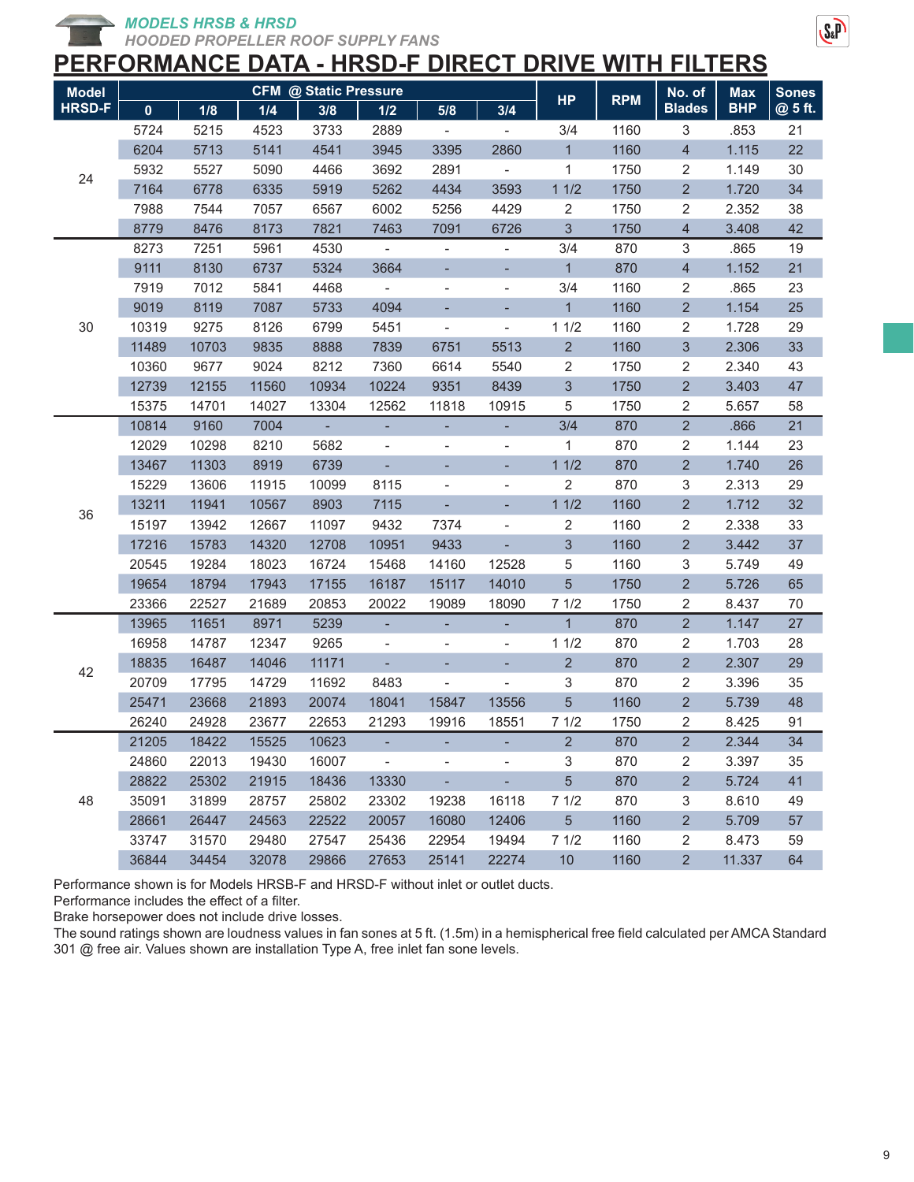*MODELS HRSB & HRSD*

*HOODED PROPELLER ROOF SUPPLY FANS*

# PERFORMANCE DATA - HRSD-F DIRECT DRIVE WITH FILTERS

| Model HRSD-F | CFM @ Static Pressure | | | | | | | HP | RPM | No. of Blades | Max BHP | Sones @ 5 ft. |
|---|---|---|---|---|---|---|---|---|---|---|---|---|
| | 0 | 1/8 | 1/4 | 3/8 | 1/2 | 5/8 | 3/4 | | | | | |
| 24 | 5724 | 5215 | 4523 | 3733 | 2889 | - | - | 3/4 | 1160 | 3 | .853 | 21 |
| | 6204 | 5713 | 5141 | 4541 | 3945 | 3395 | 2860 | 1 | 1160 | 4 | 1.115 | 22 |
| | 5932 | 5527 | 5090 | 4466 | 3692 | 2891 | - | 1 | 1750 | 2 | 1.149 | 30 |
| | 7164 | 6778 | 6335 | 5919 | 5262 | 4434 | 3593 | 1 1/2 | 1750 | 2 | 1.720 | 34 |
| | 7988 | 7544 | 7057 | 6567 | 6002 | 5256 | 4429 | 2 | 1750 | 2 | 2.352 | 38 |
| | 8779 | 8476 | 8173 | 7821 | 7463 | 7091 | 6726 | 3 | 1750 | 4 | 3.408 | 42 |
| 30 | 8273 | 7251 | 5961 | 4530 | - | - | - | 3/4 | 870 | 3 | .865 | 19 |
| | 9111 | 8130 | 6737 | 5324 | 3664 | - | - | 1 | 870 | 4 | 1.152 | 21 |
| | 7919 | 7012 | 5841 | 4468 | - | - | - | 3/4 | 1160 | 2 | .865 | 23 |
| | 9019 | 8119 | 7087 | 5733 | 4094 | - | - | 1 | 1160 | 2 | 1.154 | 25 |
| | 10319 | 9275 | 8126 | 6799 | 5451 | - | - | 1 1/2 | 1160 | 2 | 1.728 | 29 |
| | 11489 | 10703 | 9835 | 8888 | 7839 | 6751 | 5513 | 2 | 1160 | 3 | 2.306 | 33 |
| | 10360 | 9677 | 9024 | 8212 | 7360 | 6614 | 5540 | 2 | 1750 | 2 | 2.340 | 43 |
| | 12739 | 12155 | 11560 | 10934 | 10224 | 9351 | 8439 | 3 | 1750 | 2 | 3.403 | 47 |
| | 15375 | 14701 | 14027 | 13304 | 12562 | 11818 | 10915 | 5 | 1750 | 2 | 5.657 | 58 |
| 36 | 10814 | 9160 | 7004 | - | - | - | - | 3/4 | 870 | 2 | .866 | 21 |
| | 12029 | 10298 | 8210 | 5682 | - | - | - | 1 | 870 | 2 | 1.144 | 23 |
| | 13467 | 11303 | 8919 | 6739 | - | - | - | 1 1/2 | 870 | 2 | 1.740 | 26 |
| | 15229 | 13606 | 11915 | 10099 | 8115 | - | - | 2 | 870 | 3 | 2.313 | 29 |
| | 13211 | 11941 | 10567 | 8903 | 7115 | - | - | 1 1/2 | 1160 | 2 | 1.712 | 32 |
| | 15197 | 13942 | 12667 | 11097 | 9432 | 7374 | - | 2 | 1160 | 2 | 2.338 | 33 |
| | 17216 | 15783 | 14320 | 12708 | 10951 | 9433 | - | 3 | 1160 | 2 | 3.442 | 37 |
| | 20545 | 19284 | 18023 | 16724 | 15468 | 14160 | 12528 | 5 | 1160 | 3 | 5.749 | 49 |
| | 19654 | 18794 | 17943 | 17155 | 16187 | 15117 | 14010 | 5 | 1750 | 2 | 5.726 | 65 |
| | 23366 | 22527 | 21689 | 20853 | 20022 | 19089 | 18090 | 7 1/2 | 1750 | 2 | 8.437 | 70 |
| 42 | 13965 | 11651 | 8971 | 5239 | - | - | - | 1 | 870 | 2 | 1.147 | 27 |
| | 16958 | 14787 | 12347 | 9265 | - | - | - | 1 1/2 | 870 | 2 | 1.703 | 28 |
| | 18835 | 16487 | 14046 | 11171 | - | - | - | 2 | 870 | 2 | 2.307 | 29 |
| | 20709 | 17795 | 14729 | 11692 | 8483 | - | - | 3 | 870 | 2 | 3.396 | 35 |
| | 25471 | 23668 | 21893 | 20074 | 18041 | 15847 | 13556 | 5 | 1160 | 2 | 5.739 | 48 |
| | 26240 | 24928 | 23677 | 22653 | 21293 | 19916 | 18551 | 7 1/2 | 1750 | 2 | 8.425 | 91 |
| 48 | 21205 | 18422 | 15525 | 10623 | - | - | - | 2 | 870 | 2 | 2.344 | 34 |
| | 24860 | 22013 | 19430 | 16007 | - | - | - | 3 | 870 | 2 | 3.397 | 35 |
| | 28822 | 25302 | 21915 | 18436 | 13330 | - | - | 5 | 870 | 2 | 5.724 | 41 |
| | 35091 | 31899 | 28757 | 25802 | 23302 | 19238 | 16118 | 7 1/2 | 870 | 3 | 8.610 | 49 |
| | 28661 | 26447 | 24563 | 22522 | 20057 | 16080 | 12406 | 5 | 1160 | 2 | 5.709 | 57 |
| | 33747 | 31570 | 29480 | 27547 | 25436 | 22954 | 19494 | 7 1/2 | 1160 | 2 | 8.473 | 59 |
| | 36844 | 34454 | 32078 | 29866 | 27653 | 25141 | 22274 | 10 | 1160 | 2 | 11.337 | 64 |

Performance shown is for Models HRSB-F and HRSD-F without inlet or outlet ducts.
Performance includes the effect of a filter.
Brake horsepower does not include drive losses.
The sound ratings shown are loudness values in fan sones at 5 ft. (1.5m) in a hemispherical free field calculated per AMCA Standard 301 @ free air. Values shown are installation Type A, free inlet fan sone levels.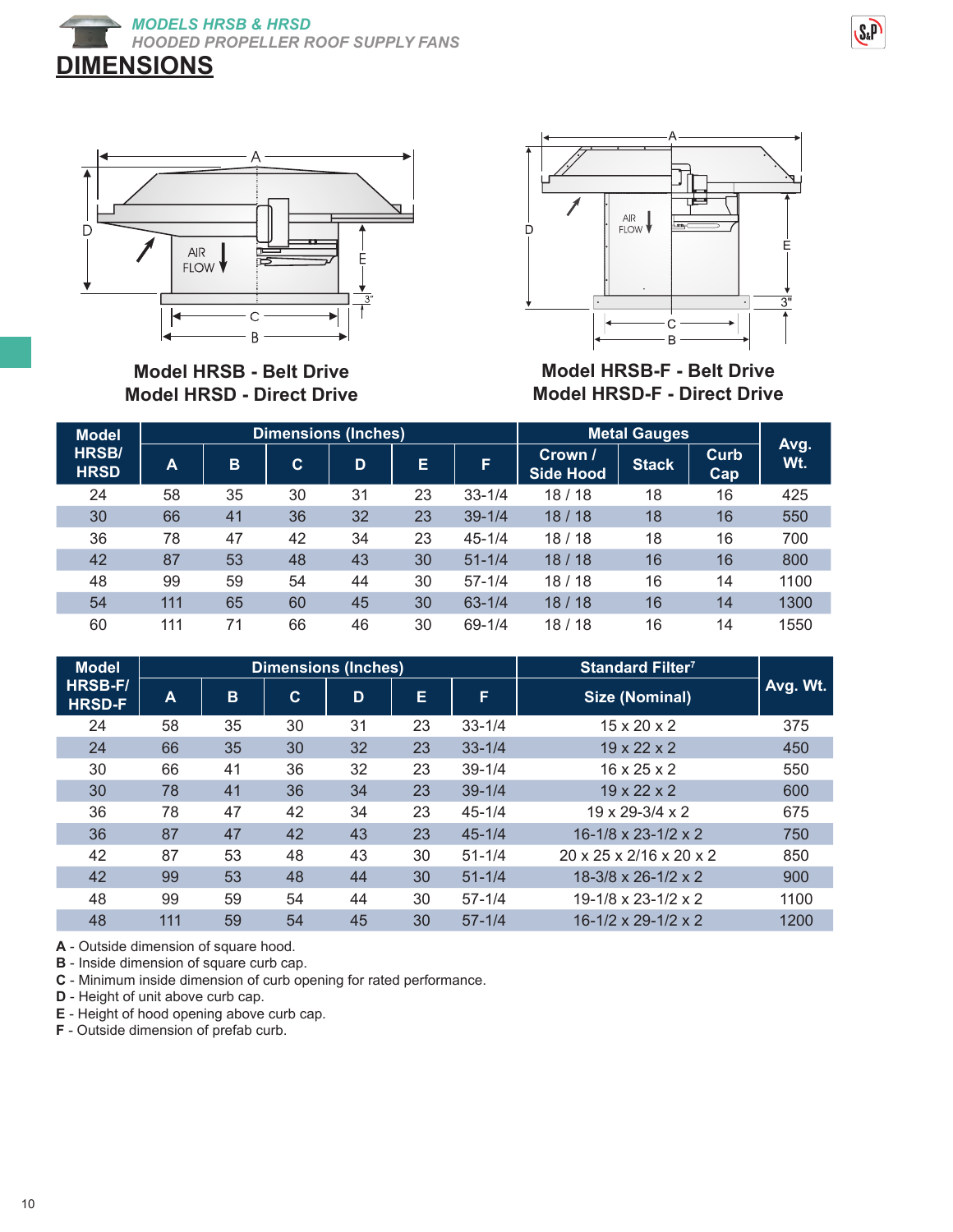MODELS HRSB & HRSD
HOODED PROPELLER ROOF SUPPLY FANS

# DIMENSIONS

Model HRSB - Belt Drive
Model HRSD - Direct Drive

Model HRSB-F - Belt Drive
Model HRSD-F - Direct Drive

| Model HRSB/ HRSD | Dimensions (Inches) | | | | | | Metal Gauges | | | Avg. Wt. |
|---|---|---|---|---|---|---|---|---|---|---|
| | A | B | C | D | E | F | Crown / Side Hood | Stack | Curb Cap | |
| 24 | 58 | 35 | 30 | 31 | 23 | 33-1/4 | 18 / 18 | 18 | 16 | 425 |
| 30 | 66 | 41 | 36 | 32 | 23 | 39-1/4 | 18 / 18 | 18 | 16 | 550 |
| 36 | 78 | 47 | 42 | 34 | 23 | 45-1/4 | 18 / 18 | 18 | 16 | 700 |
| 42 | 87 | 53 | 48 | 43 | 30 | 51-1/4 | 18 / 18 | 16 | 16 | 800 |
| 48 | 99 | 59 | 54 | 44 | 30 | 57-1/4 | 18 / 18 | 16 | 14 | 1100 |
| 54 | 111 | 65 | 60 | 45 | 30 | 63-1/4 | 18 / 18 | 16 | 14 | 1300 |
| 60 | 111 | 71 | 66 | 46 | 30 | 69-1/4 | 18 / 18 | 16 | 14 | 1550 |

| Model HRSB-F/ HRSD-F | Dimensions (Inches) | | | | | | Standard Filter[7] | Avg. Wt. |
|---|---|---|---|---|---|---|---|---|
| | A | B | C | D | E | F | Size (Nominal) | |
| 24 | 58 | 35 | 30 | 31 | 23 | 33-1/4 | 15 x 20 x 2 | 375 |
| 24 | 66 | 35 | 30 | 32 | 23 | 33-1/4 | 19 x 22 x 2 | 450 |
| 30 | 66 | 41 | 36 | 32 | 23 | 39-1/4 | 16 x 25 x 2 | 550 |
| 30 | 78 | 41 | 36 | 34 | 23 | 39-1/4 | 19 x 22 x 2 | 600 |
| 36 | 78 | 47 | 42 | 34 | 23 | 45-1/4 | 19 x 29-3/4 x 2 | 675 |
| 36 | 87 | 47 | 42 | 43 | 23 | 45-1/4 | 16-1/8 x 23-1/2 x 2 | 750 |
| 42 | 87 | 53 | 48 | 43 | 30 | 51-1/4 | 20 x 25 x 2/16 x 20 x 2 | 850 |
| 42 | 99 | 53 | 48 | 44 | 30 | 51-1/4 | 18-3/8 x 26-1/2 x 2 | 900 |
| 48 | 99 | 59 | 54 | 44 | 30 | 57-1/4 | 19-1/8 x 23-1/2 x 2 | 1100 |
| 48 | 111 | 59 | 54 | 45 | 30 | 57-1/4 | 16-1/2 x 29-1/2 x 2 | 1200 |

**A** - Outside dimension of square hood.
**B** - Inside dimension of square curb cap.
**C** - Minimum inside dimension of curb opening for rated performance.
**D** - Height of unit above curb cap.
**E** - Height of hood opening above curb cap.
**F** - Outside dimension of prefab curb.